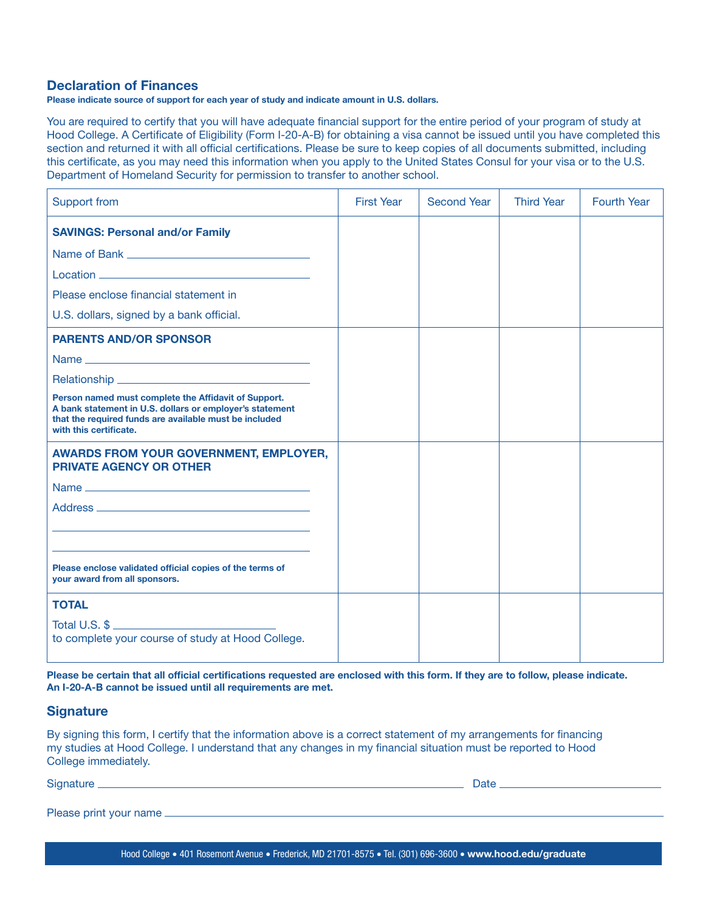## Declaration of Finances

**Please indicate source of support for each year of study and indicate amount in U.S. dollars.**

You are required to certify that you will have adequate financial support for the entire period of your program of study at Hood College. A Certificate of Eligibility (Form I-20-A-B) for obtaining a visa cannot be issued until you have completed this section and returned it with all official certifications. Please be sure to keep copies of all documents submitted, including this certificate, as you may need this information when you apply to the United States Consul for your visa or to the U.S. Department of Homeland Security for permission to transfer to another school.

| Support from | First Year | Second Year | Third Year | Fourth Year |
|---|---|---|---|---|
| **SAVINGS: Personal and/or Family**<br>Name of Bank ________________<br>Location ________________<br>Please enclose financial statement in U.S. dollars, signed by a bank official. | | | | |
| **PARENTS AND/OR SPONSOR**<br>Name ________________<br>Relationship ________________<br>**Person named must complete the Affidavit of Support. A bank statement in U.S. dollars or employer's statement that the required funds are available must be included with this certificate.** | | | | |
| **AWARDS FROM YOUR GOVERNMENT, EMPLOYER, PRIVATE AGENCY OR OTHER**<br>Name ________________<br>Address ________________<br>________________<br>________________<br>**Please enclose validated official copies of the terms of your award from all sponsors.** | | | | |
| **TOTAL**<br>Total U.S. $ ________________<br>to complete your course of study at Hood College. | | | | |

**Please be certain that all official certifications requested are enclosed with this form. If they are to follow, please indicate. An I-20-A-B cannot be issued until all requirements are met.**

## Signature

By signing this form, I certify that the information above is a correct statement of my arrangements for financing my studies at Hood College. I understand that any changes in my financial situation must be reported to Hood College immediately.

Signature ________________________________ Date ________________

Please print your name ________________________________

Hood College • 401 Rosemont Avenue • Frederick, MD 21701-8575 • Tel. (301) 696-3600 • **www.hood.edu/graduate**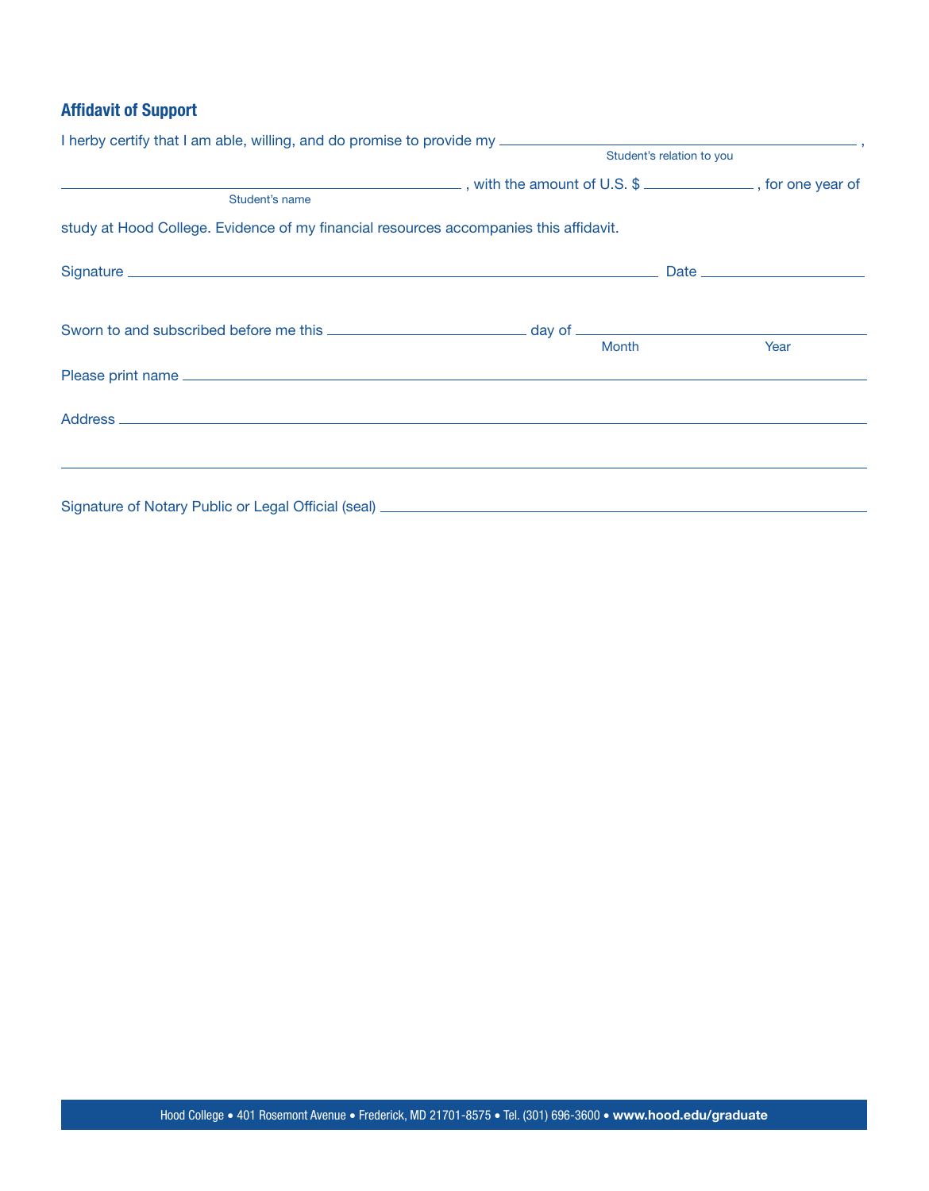## Affidavit of Support

I herby certify that I am able, willing, and do promise to provide my ______________________________ ,
Student's relation to you

______________________________ , with the amount of U.S. $ ____________ , for one year of
Student's name

study at Hood College. Evidence of my financial resources accompanies this affidavit.

Signature ______________________________ Date ______________

Sworn to and subscribed before me this ______________ day of ______________________________
Month Year

Please print name ______________________________

Address ______________________________

______________________________

Signature of Notary Public or Legal Official (seal) ______________________________

Hood College • 401 Rosemont Avenue • Frederick, MD 21701-8575 • Tel. (301) 696-3600 • **www.hood.edu/graduate**